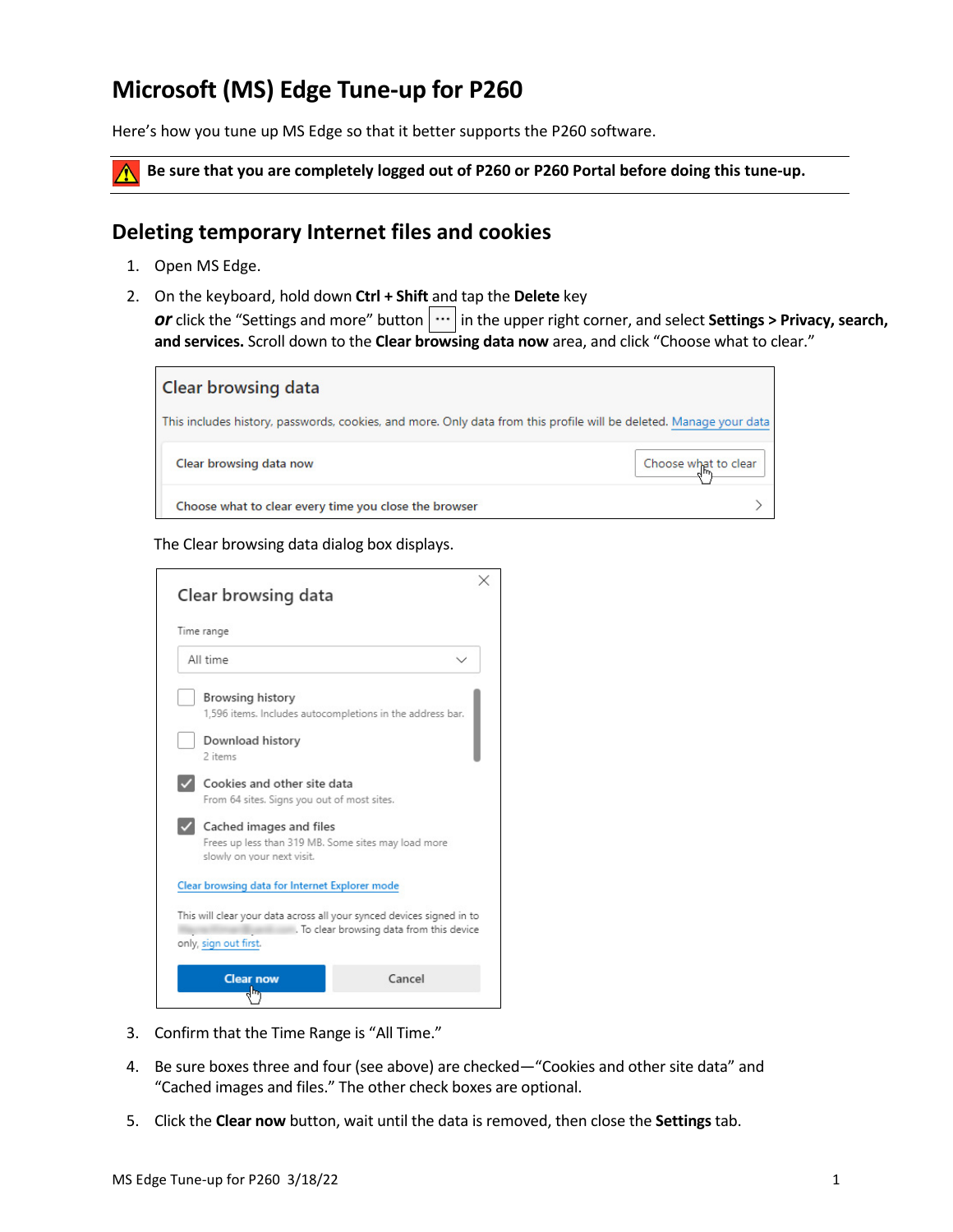# Microsoft (MS) Edge Tune-up for P260

Here's how you tune up MS Edge so that it better supports the P260 software.

**Be sure that you are completely logged out of P260 or P260 Portal before doing this tune-up.**

## Deleting temporary Internet files and cookies

1. Open MS Edge.
2. On the keyboard, hold down **Ctrl + Shift** and tap the **Delete** key
   ***or*** click the "Settings and more" button ··· in the upper right corner, and select **Settings > Privacy, search, and services.** Scroll down to the **Clear browsing data now** area, and click "Choose what to clear."

   The Clear browsing data dialog box displays.

3. Confirm that the Time Range is "All Time."
4. Be sure boxes three and four (see above) are checked—"Cookies and other site data" and "Cached images and files." The other check boxes are optional.
5. Click the **Clear now** button, wait until the data is removed, then close the **Settings** tab.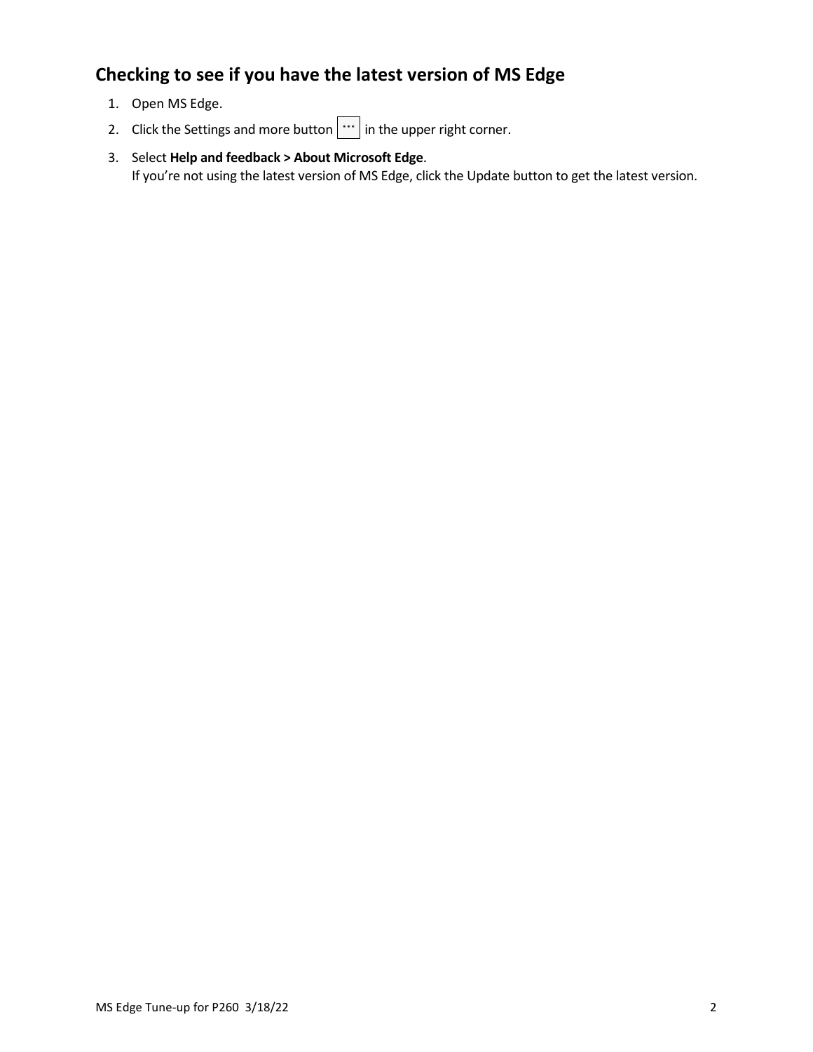## Checking to see if you have the latest version of MS Edge

1. Open MS Edge.
2. Click the Settings and more button ··· in the upper right corner.
3. Select **Help and feedback > About Microsoft Edge**.
   If you're not using the latest version of MS Edge, click the Update button to get the latest version.